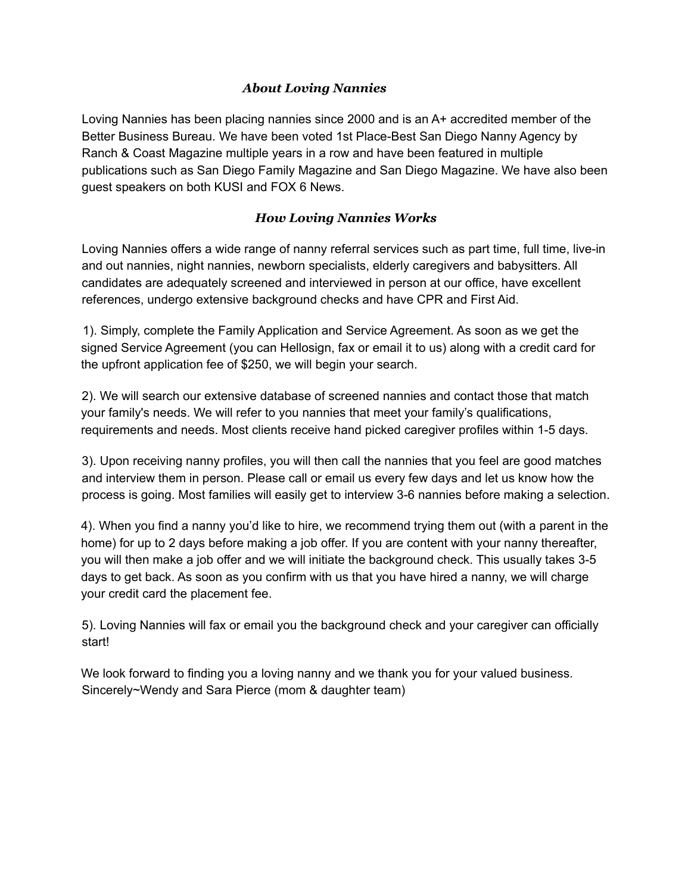## *About Loving Nannies*

Loving Nannies has been placing nannies since 2000 and is an A+ accredited member of the Better Business Bureau. We have been voted 1st Place-Best San Diego Nanny Agency by Ranch & Coast Magazine multiple years in a row and have been featured in multiple publications such as San Diego Family Magazine and San Diego Magazine. We have also been guest speakers on both KUSI and FOX 6 News.

## *How Loving Nannies Works*

Loving Nannies offers a wide range of nanny referral services such as part time, full time, live-in and out nannies, night nannies, newborn specialists, elderly caregivers and babysitters. All candidates are adequately screened and interviewed in person at our office, have excellent references, undergo extensive background checks and have CPR and First Aid.

1). Simply, complete the Family Application and Service Agreement. As soon as we get the signed Service Agreement (you can Hellosign, fax or email it to us) along with a credit card for the upfront application fee of $250, we will begin your search.

2). We will search our extensive database of screened nannies and contact those that match your family's needs. We will refer to you nannies that meet your family's qualifications, requirements and needs. Most clients receive hand picked caregiver profiles within 1-5 days.

3). Upon receiving nanny profiles, you will then call the nannies that you feel are good matches and interview them in person. Please call or email us every few days and let us know how the process is going. Most families will easily get to interview 3-6 nannies before making a selection.

4). When you find a nanny you'd like to hire, we recommend trying them out (with a parent in the home) for up to 2 days before making a job offer. If you are content with your nanny thereafter, you will then make a job offer and we will initiate the background check. This usually takes 3-5 days to get back. As soon as you confirm with us that you have hired a nanny, we will charge your credit card the placement fee.

5). Loving Nannies will fax or email you the background check and your caregiver can officially start!

We look forward to finding you a loving nanny and we thank you for your valued business.
Sincerely~Wendy and Sara Pierce (mom & daughter team)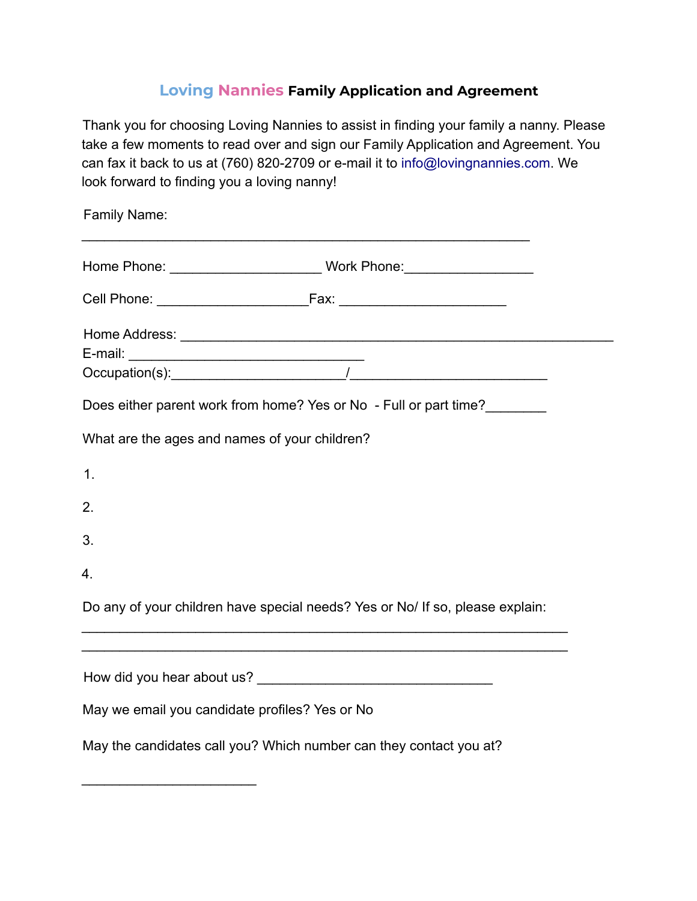# Loving Nannies Family Application and Agreement

Thank you for choosing Loving Nannies to assist in finding your family a nanny. Please take a few moments to read over and sign our Family Application and Agreement. You can fax it back to us at (760) 820-2709 or e-mail it to info@lovingnannies.com. We look forward to finding you a loving nanny!

Family Name:

_______________________________________________________

Home Phone: ___________________ Work Phone:________________

Cell Phone: ___________________Fax: _____________________

Home Address: _____________________________________________________
E-mail: ______________________________
Occupation(s):______________________/_________________________

Does either parent work from home? Yes or No - Full or part time?________

What are the ages and names of your children?

1.

2.

3.

4.

Do any of your children have special needs? Yes or No/ If so, please explain:
____________________________________________________________
____________________________________________________________

How did you hear about us? ______________________________

May we email you candidate profiles? Yes or No

May the candidates call you? Which number can they contact you at?

______________________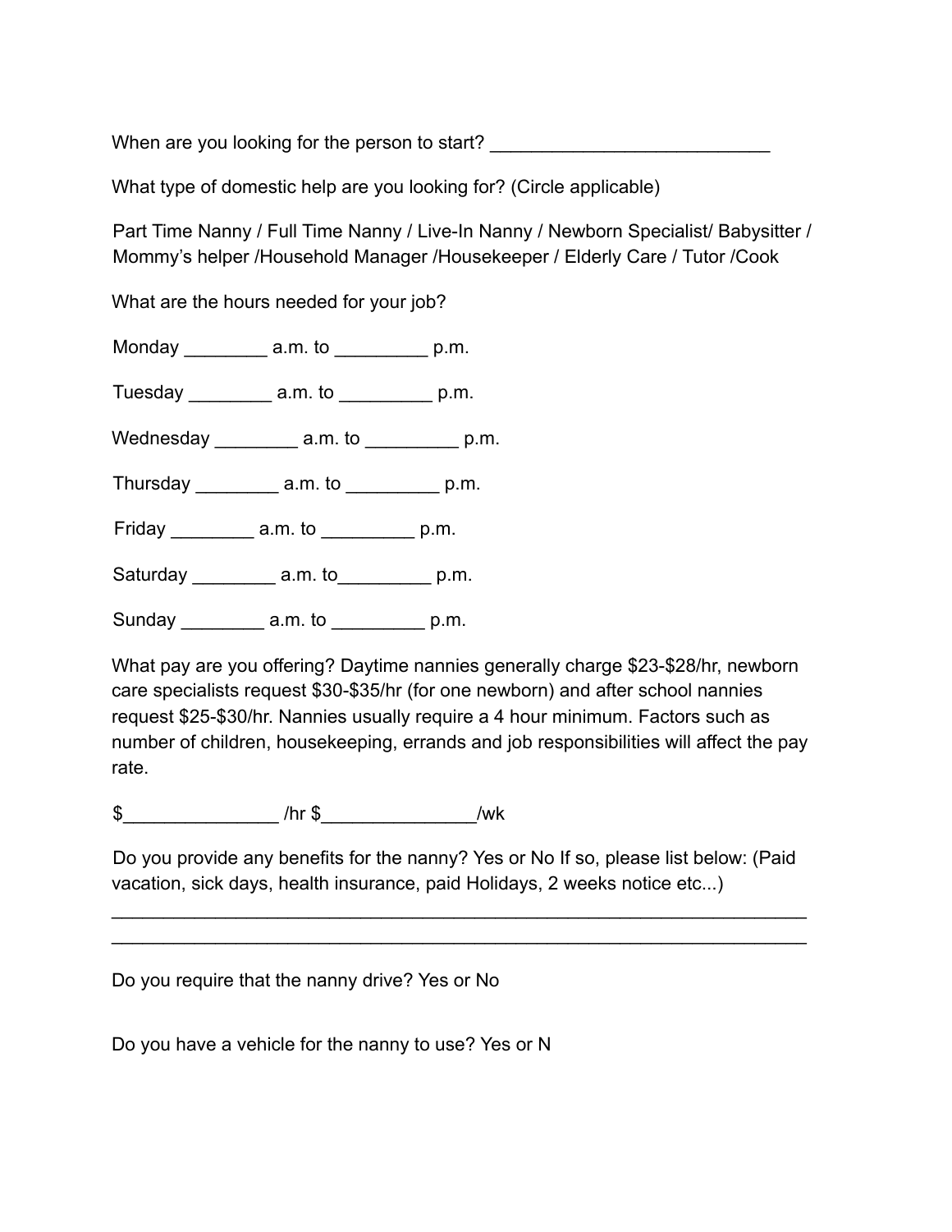When are you looking for the person to start? ___________________________

What type of domestic help are you looking for? (Circle applicable)

Part Time Nanny / Full Time Nanny / Live-In Nanny / Newborn Specialist/ Babysitter / Mommy's helper /Household Manager /Housekeeper / Elderly Care / Tutor /Cook

What are the hours needed for your job?

Monday ________ a.m. to _________ p.m.

Tuesday ________ a.m. to _________ p.m.

Wednesday ________ a.m. to _________ p.m.

Thursday ________ a.m. to _________ p.m.

Friday ________ a.m. to _________ p.m.

Saturday ________ a.m. to_________ p.m.

Sunday ________ a.m. to _________ p.m.

What pay are you offering? Daytime nannies generally charge $23-$28/hr, newborn care specialists request $30-$35/hr (for one newborn) and after school nannies request $25-$30/hr. Nannies usually require a 4 hour minimum. Factors such as number of children, housekeeping, errands and job responsibilities will affect the pay rate.

$_______________ /hr $_______________/wk

Do you provide any benefits for the nanny? Yes or No If so, please list below: (Paid vacation, sick days, health insurance, paid Holidays, 2 weeks notice etc...)

_____________________________________________________________________

_____________________________________________________________________

Do you require that the nanny drive? Yes or No

Do you have a vehicle for the nanny to use? Yes or N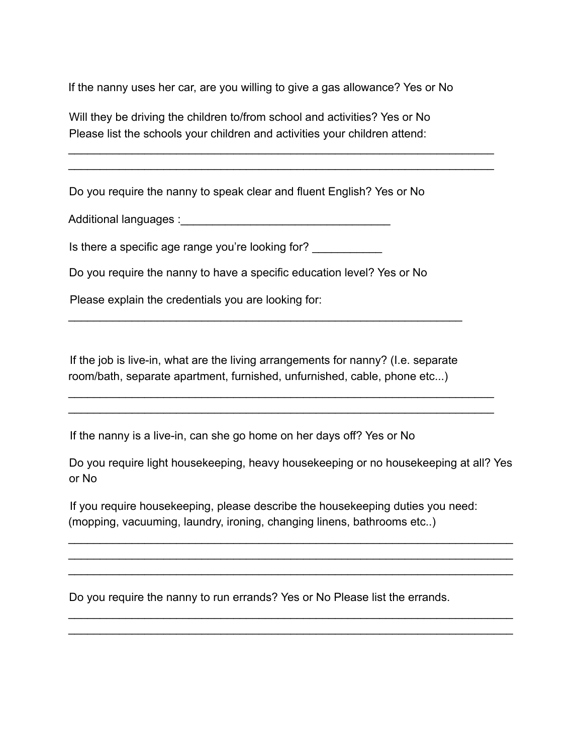If the nanny uses her car, are you willing to give a gas allowance? Yes or No

Will they be driving the children to/from school and activities? Yes or No
Please list the schools your children and activities your children attend:

_____________________________________________________________________
_____________________________________________________________________

Do you require the nanny to speak clear and fluent English? Yes or No

Additional languages :_________________________________

Is there a specific age range you're looking for? ___________

Do you require the nanny to have a specific education level? Yes or No

Please explain the credentials you are looking for:

_______________________________________________________________

If the job is live-in, what are the living arrangements for nanny? (I.e. separate room/bath, separate apartment, furnished, unfurnished, cable, phone etc...)

_____________________________________________________________________
_____________________________________________________________________

If the nanny is a live-in, can she go home on her days off? Yes or No

Do you require light housekeeping, heavy housekeeping or no housekeeping at all? Yes or No

If you require housekeeping, please describe the housekeeping duties you need: (mopping, vacuuming, laundry, ironing, changing linens, bathrooms etc..)

_______________________________________________________________________
_______________________________________________________________________
_______________________________________________________________________

Do you require the nanny to run errands? Yes or No Please list the errands.

_______________________________________________________________________
_______________________________________________________________________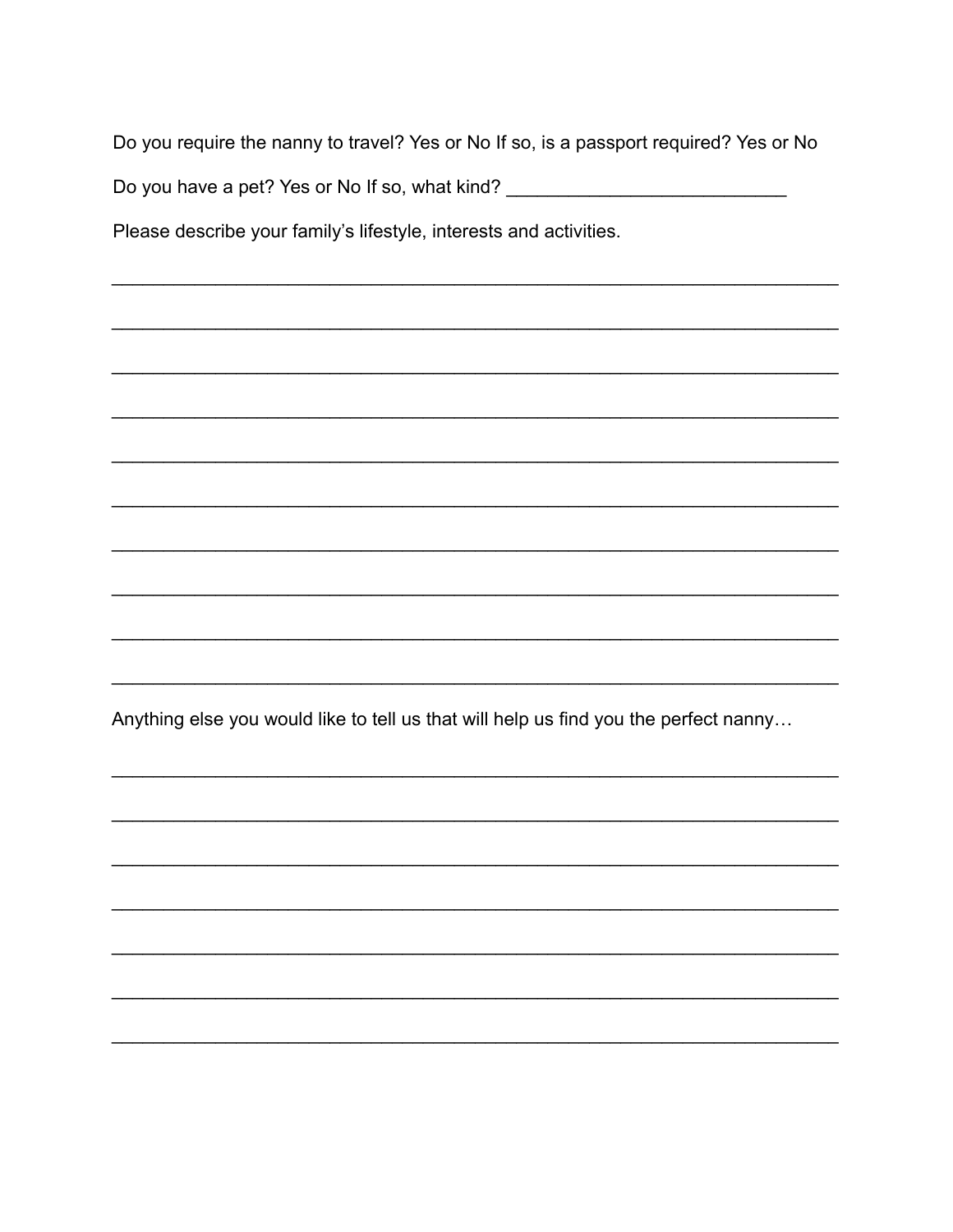Do you require the nanny to travel? Yes or No If so, is a passport required? Yes or No

Do you have a pet? Yes or No If so, what kind? ___________________________

Please describe your family's lifestyle, interests and activities.

______________________________________________________________________

______________________________________________________________________

______________________________________________________________________

______________________________________________________________________

______________________________________________________________________

______________________________________________________________________

______________________________________________________________________

______________________________________________________________________

______________________________________________________________________

______________________________________________________________________

Anything else you would like to tell us that will help us find you the perfect nanny…

______________________________________________________________________

______________________________________________________________________

______________________________________________________________________

______________________________________________________________________

______________________________________________________________________

______________________________________________________________________

______________________________________________________________________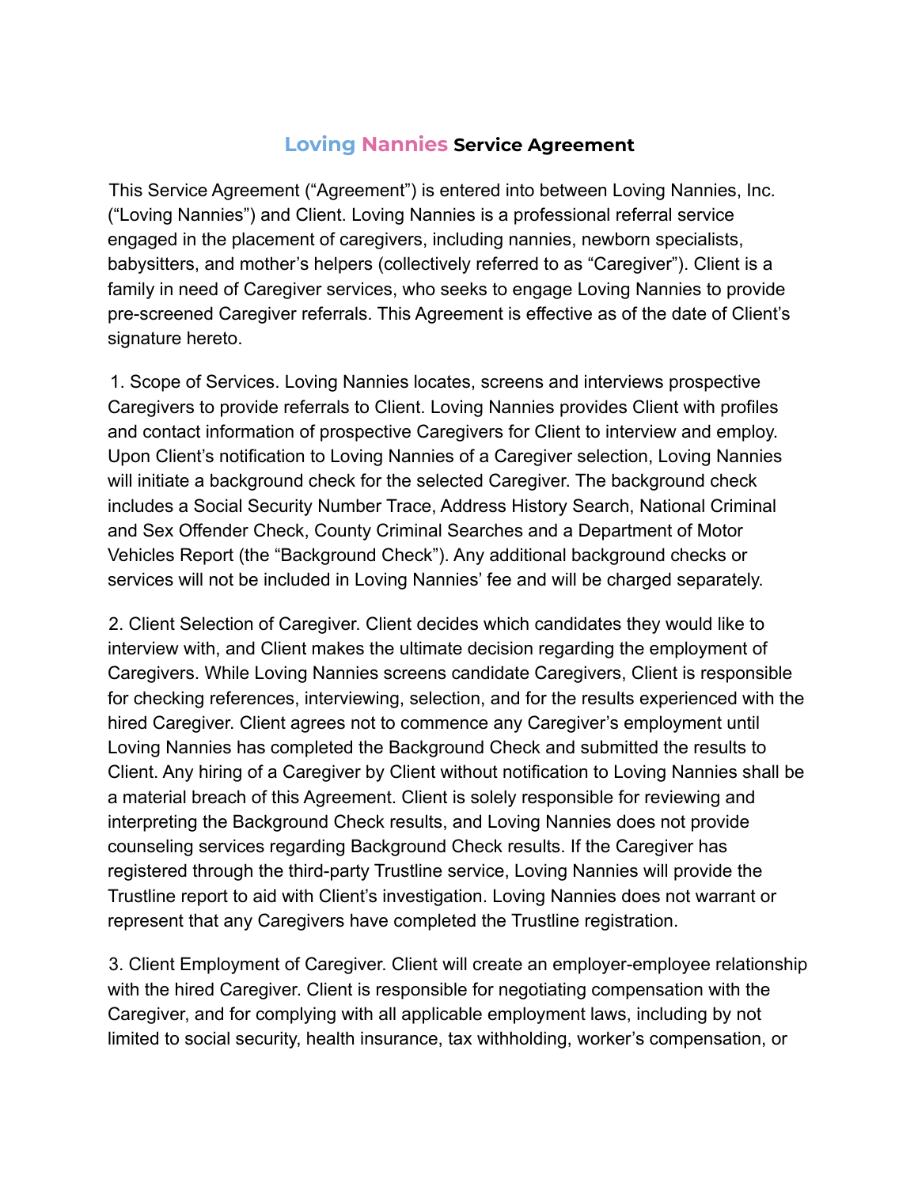# Loving Nannies Service Agreement

This Service Agreement ("Agreement") is entered into between Loving Nannies, Inc. ("Loving Nannies") and Client. Loving Nannies is a professional referral service engaged in the placement of caregivers, including nannies, newborn specialists, babysitters, and mother's helpers (collectively referred to as "Caregiver"). Client is a family in need of Caregiver services, who seeks to engage Loving Nannies to provide pre-screened Caregiver referrals. This Agreement is effective as of the date of Client's signature hereto.

1. Scope of Services. Loving Nannies locates, screens and interviews prospective Caregivers to provide referrals to Client. Loving Nannies provides Client with profiles and contact information of prospective Caregivers for Client to interview and employ. Upon Client's notification to Loving Nannies of a Caregiver selection, Loving Nannies will initiate a background check for the selected Caregiver. The background check includes a Social Security Number Trace, Address History Search, National Criminal and Sex Offender Check, County Criminal Searches and a Department of Motor Vehicles Report (the "Background Check"). Any additional background checks or services will not be included in Loving Nannies' fee and will be charged separately.

2. Client Selection of Caregiver. Client decides which candidates they would like to interview with, and Client makes the ultimate decision regarding the employment of Caregivers. While Loving Nannies screens candidate Caregivers, Client is responsible for checking references, interviewing, selection, and for the results experienced with the hired Caregiver. Client agrees not to commence any Caregiver's employment until Loving Nannies has completed the Background Check and submitted the results to Client. Any hiring of a Caregiver by Client without notification to Loving Nannies shall be a material breach of this Agreement. Client is solely responsible for reviewing and interpreting the Background Check results, and Loving Nannies does not provide counseling services regarding Background Check results. If the Caregiver has registered through the third-party Trustline service, Loving Nannies will provide the Trustline report to aid with Client's investigation. Loving Nannies does not warrant or represent that any Caregivers have completed the Trustline registration.

3. Client Employment of Caregiver. Client will create an employer-employee relationship with the hired Caregiver. Client is responsible for negotiating compensation with the Caregiver, and for complying with all applicable employment laws, including by not limited to social security, health insurance, tax withholding, worker's compensation, or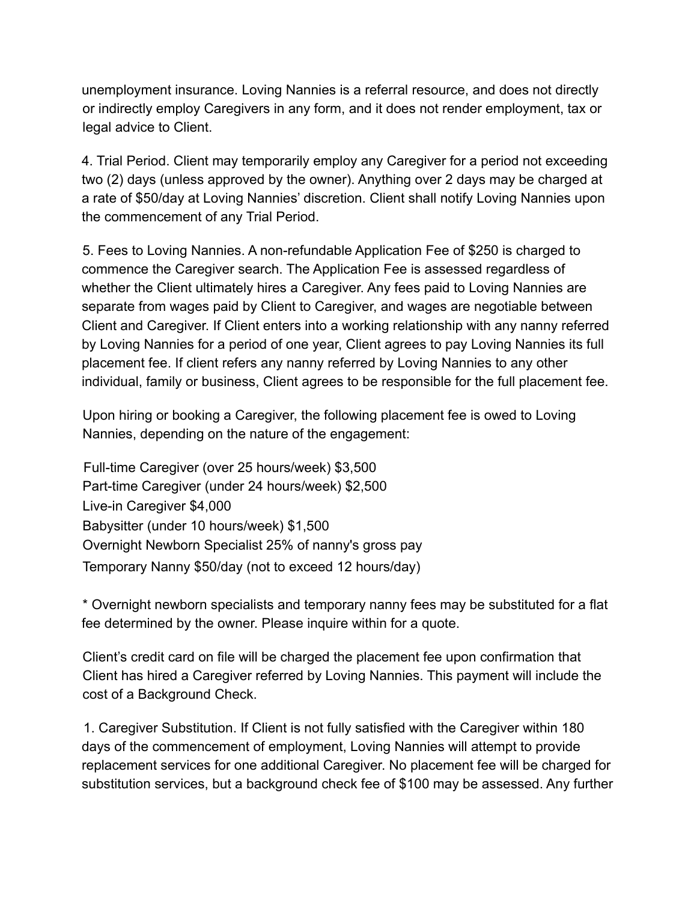unemployment insurance. Loving Nannies is a referral resource, and does not directly or indirectly employ Caregivers in any form, and it does not render employment, tax or legal advice to Client.

4. Trial Period. Client may temporarily employ any Caregiver for a period not exceeding two (2) days (unless approved by the owner). Anything over 2 days may be charged at a rate of $50/day at Loving Nannies' discretion. Client shall notify Loving Nannies upon the commencement of any Trial Period.

5. Fees to Loving Nannies. A non-refundable Application Fee of $250 is charged to commence the Caregiver search. The Application Fee is assessed regardless of whether the Client ultimately hires a Caregiver. Any fees paid to Loving Nannies are separate from wages paid by Client to Caregiver, and wages are negotiable between Client and Caregiver. If Client enters into a working relationship with any nanny referred by Loving Nannies for a period of one year, Client agrees to pay Loving Nannies its full placement fee. If client refers any nanny referred by Loving Nannies to any other individual, family or business, Client agrees to be responsible for the full placement fee.

Upon hiring or booking a Caregiver, the following placement fee is owed to Loving Nannies, depending on the nature of the engagement:

Full-time Caregiver (over 25 hours/week) $3,500
Part-time Caregiver (under 24 hours/week) $2,500
Live-in Caregiver $4,000
Babysitter (under 10 hours/week) $1,500
Overnight Newborn Specialist 25% of nanny's gross pay
Temporary Nanny $50/day (not to exceed 12 hours/day)

* Overnight newborn specialists and temporary nanny fees may be substituted for a flat fee determined by the owner. Please inquire within for a quote.

Client's credit card on file will be charged the placement fee upon confirmation that Client has hired a Caregiver referred by Loving Nannies. This payment will include the cost of a Background Check.

1. Caregiver Substitution. If Client is not fully satisfied with the Caregiver within 180 days of the commencement of employment, Loving Nannies will attempt to provide replacement services for one additional Caregiver. No placement fee will be charged for substitution services, but a background check fee of $100 may be assessed. Any further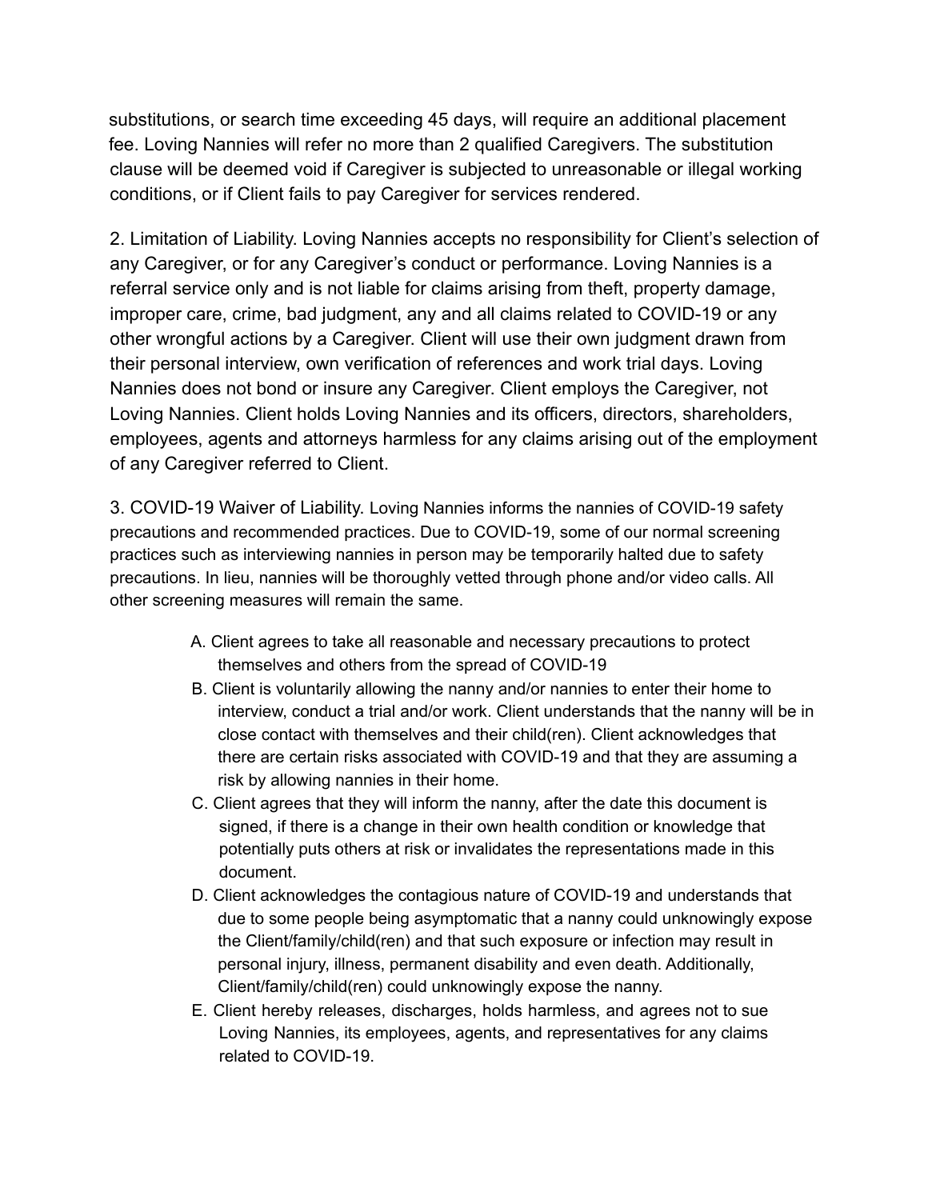substitutions, or search time exceeding 45 days, will require an additional placement fee. Loving Nannies will refer no more than 2 qualified Caregivers. The substitution clause will be deemed void if Caregiver is subjected to unreasonable or illegal working conditions, or if Client fails to pay Caregiver for services rendered.

2. Limitation of Liability. Loving Nannies accepts no responsibility for Client's selection of any Caregiver, or for any Caregiver's conduct or performance. Loving Nannies is a referral service only and is not liable for claims arising from theft, property damage, improper care, crime, bad judgment, any and all claims related to COVID-19 or any other wrongful actions by a Caregiver. Client will use their own judgment drawn from their personal interview, own verification of references and work trial days. Loving Nannies does not bond or insure any Caregiver. Client employs the Caregiver, not Loving Nannies. Client holds Loving Nannies and its officers, directors, shareholders, employees, agents and attorneys harmless for any claims arising out of the employment of any Caregiver referred to Client.

3. COVID-19 Waiver of Liability. Loving Nannies informs the nannies of COVID-19 safety precautions and recommended practices. Due to COVID-19, some of our normal screening practices such as interviewing nannies in person may be temporarily halted due to safety precautions. In lieu, nannies will be thoroughly vetted through phone and/or video calls. All other screening measures will remain the same.

A. Client agrees to take all reasonable and necessary precautions to protect themselves and others from the spread of COVID-19
B. Client is voluntarily allowing the nanny and/or nannies to enter their home to interview, conduct a trial and/or work. Client understands that the nanny will be in close contact with themselves and their child(ren). Client acknowledges that there are certain risks associated with COVID-19 and that they are assuming a risk by allowing nannies in their home.
C. Client agrees that they will inform the nanny, after the date this document is signed, if there is a change in their own health condition or knowledge that potentially puts others at risk or invalidates the representations made in this document.
D. Client acknowledges the contagious nature of COVID-19 and understands that due to some people being asymptomatic that a nanny could unknowingly expose the Client/family/child(ren) and that such exposure or infection may result in personal injury, illness, permanent disability and even death. Additionally, Client/family/child(ren) could unknowingly expose the nanny.
E. Client hereby releases, discharges, holds harmless, and agrees not to sue Loving Nannies, its employees, agents, and representatives for any claims related to COVID-19.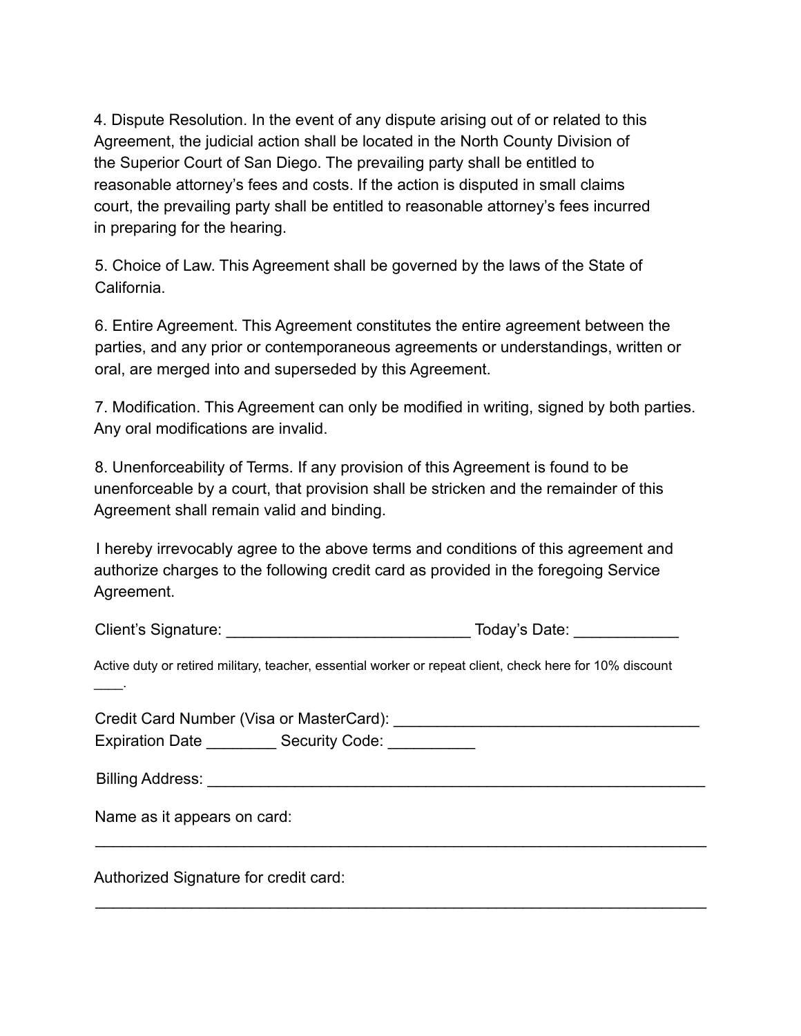4. Dispute Resolution. In the event of any dispute arising out of or related to this Agreement, the judicial action shall be located in the North County Division of the Superior Court of San Diego. The prevailing party shall be entitled to reasonable attorney's fees and costs. If the action is disputed in small claims court, the prevailing party shall be entitled to reasonable attorney's fees incurred in preparing for the hearing.

5. Choice of Law. This Agreement shall be governed by the laws of the State of California.

6. Entire Agreement. This Agreement constitutes the entire agreement between the parties, and any prior or contemporaneous agreements or understandings, written or oral, are merged into and superseded by this Agreement.

7. Modification. This Agreement can only be modified in writing, signed by both parties. Any oral modifications are invalid.

8. Unenforceability of Terms. If any provision of this Agreement is found to be unenforceable by a court, that provision shall be stricken and the remainder of this Agreement shall remain valid and binding.

I hereby irrevocably agree to the above terms and conditions of this agreement and authorize charges to the following credit card as provided in the foregoing Service Agreement.

Client's Signature: ____________________________ Today's Date: ____________

Active duty or retired military, teacher, essential worker or repeat client, check here for 10% discount ____.

Credit Card Number (Visa or MasterCard): ___________________________________
Expiration Date ________ Security Code: __________

Billing Address: ___________________________________________________________

Name as it appears on card:
______________________________________________________________________

Authorized Signature for credit card:
______________________________________________________________________